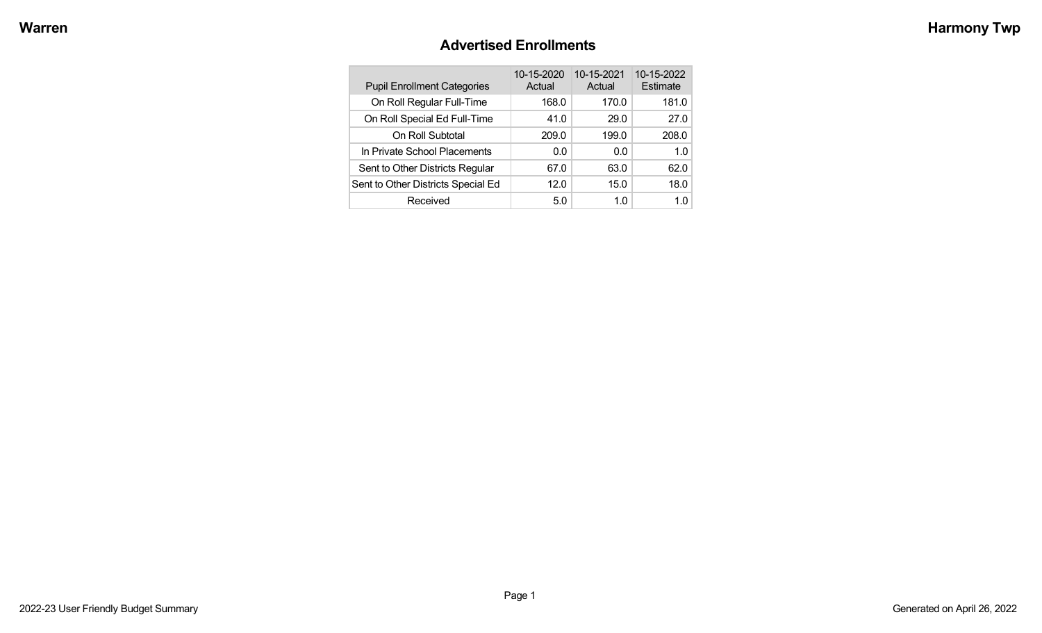# Advertised Enrollments

| Pupil Enrollment Categories | 10-15-2020 Actual | 10-15-2021 Actual | 10-15-2022 Estimate |
|---|---|---|---|
| On Roll Regular Full-Time | 168.0 | 170.0 | 181.0 |
| On Roll Special Ed Full-Time | 41.0 | 29.0 | 27.0 |
| On Roll Subtotal | 209.0 | 199.0 | 208.0 |
| In Private School Placements | 0.0 | 0.0 | 1.0 |
| Sent to Other Districts Regular | 67.0 | 63.0 | 62.0 |
| Sent to Other Districts Special Ed | 12.0 | 15.0 | 18.0 |
| Received | 5.0 | 1.0 | 1.0 |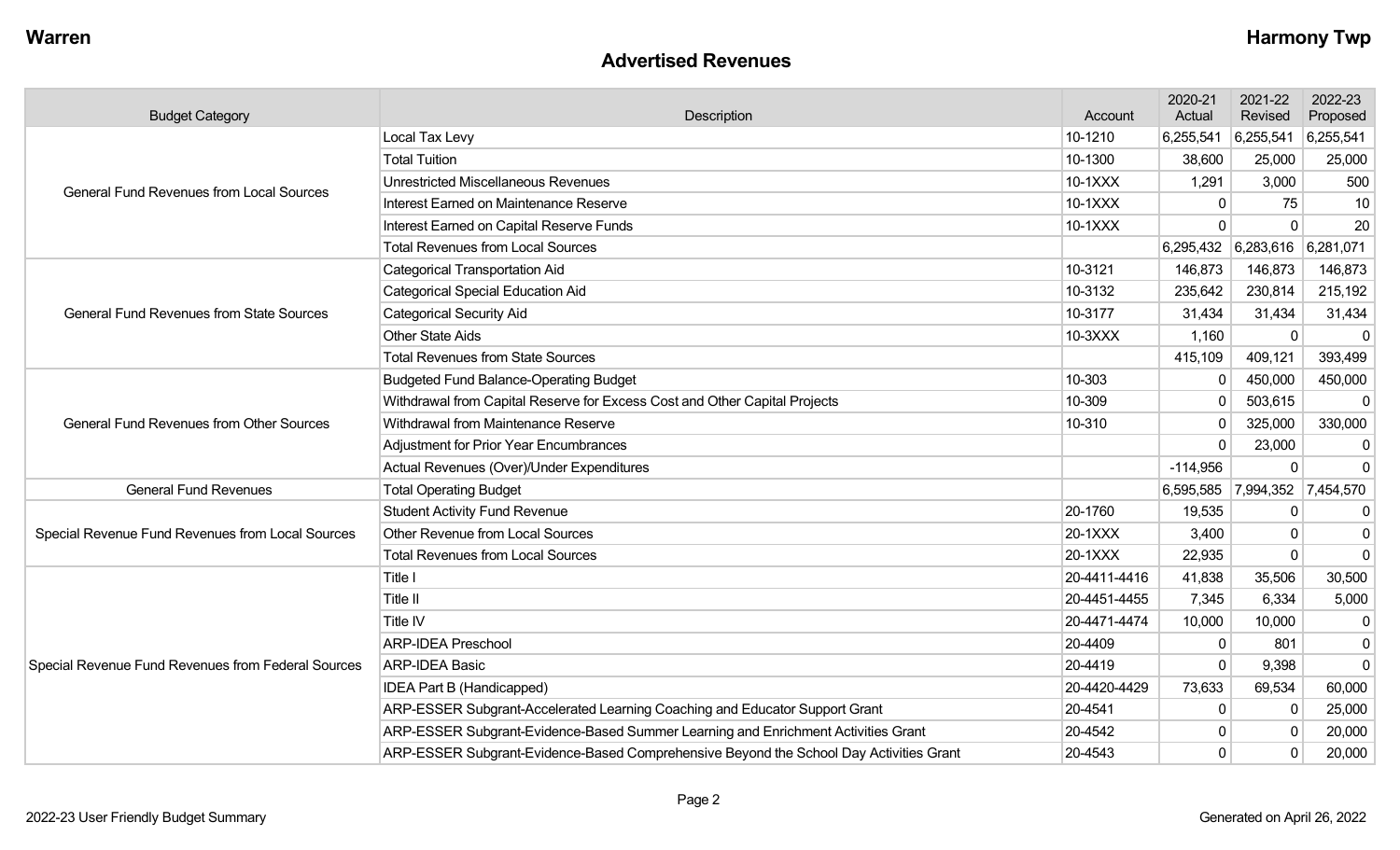## Advertised Revenues

| Budget Category | Description | Account | 2020-21 Actual | 2021-22 Revised | 2022-23 Proposed |
|---|---|---|---|---|---|
| General Fund Revenues from Local Sources | Local Tax Levy | 10-1210 | 6,255,541 | 6,255,541 | 6,255,541 |
| | Total Tuition | 10-1300 | 38,600 | 25,000 | 25,000 |
| | Unrestricted Miscellaneous Revenues | 10-1XXX | 1,291 | 3,000 | 500 |
| | Interest Earned on Maintenance Reserve | 10-1XXX | 0 | 75 | 10 |
| | Interest Earned on Capital Reserve Funds | 10-1XXX | 0 | 0 | 20 |
| | Total Revenues from Local Sources | | 6,295,432 | 6,283,616 | 6,281,071 |
| General Fund Revenues from State Sources | Categorical Transportation Aid | 10-3121 | 146,873 | 146,873 | 146,873 |
| | Categorical Special Education Aid | 10-3132 | 235,642 | 230,814 | 215,192 |
| | Categorical Security Aid | 10-3177 | 31,434 | 31,434 | 31,434 |
| | Other State Aids | 10-3XXX | 1,160 | 0 | 0 |
| | Total Revenues from State Sources | | 415,109 | 409,121 | 393,499 |
| General Fund Revenues from Other Sources | Budgeted Fund Balance-Operating Budget | 10-303 | 0 | 450,000 | 450,000 |
| | Withdrawal from Capital Reserve for Excess Cost and Other Capital Projects | 10-309 | 0 | 503,615 | 0 |
| | Withdrawal from Maintenance Reserve | 10-310 | 0 | 325,000 | 330,000 |
| | Adjustment for Prior Year Encumbrances | | 0 | 23,000 | 0 |
| | Actual Revenues (Over)/Under Expenditures | | -114,956 | 0 | 0 |
| General Fund Revenues | Total Operating Budget | | 6,595,585 | 7,994,352 | 7,454,570 |
| Special Revenue Fund Revenues from Local Sources | Student Activity Fund Revenue | 20-1760 | 19,535 | 0 | 0 |
| | Other Revenue from Local Sources | 20-1XXX | 3,400 | 0 | 0 |
| | Total Revenues from Local Sources | 20-1XXX | 22,935 | 0 | 0 |
| Special Revenue Fund Revenues from Federal Sources | Title I | 20-4411-4416 | 41,838 | 35,506 | 30,500 |
| | Title II | 20-4451-4455 | 7,345 | 6,334 | 5,000 |
| | Title IV | 20-4471-4474 | 10,000 | 10,000 | 0 |
| | ARP-IDEA Preschool | 20-4409 | 0 | 801 | 0 |
| | ARP-IDEA Basic | 20-4419 | 0 | 9,398 | 0 |
| | IDEA Part B (Handicapped) | 20-4420-4429 | 73,633 | 69,534 | 60,000 |
| | ARP-ESSER Subgrant-Accelerated Learning Coaching and Educator Support Grant | 20-4541 | 0 | 0 | 25,000 |
| | ARP-ESSER Subgrant-Evidence-Based Summer Learning and Enrichment Activities Grant | 20-4542 | 0 | 0 | 20,000 |
| | ARP-ESSER Subgrant-Evidence-Based Comprehensive Beyond the School Day Activities Grant | 20-4543 | 0 | 0 | 20,000 |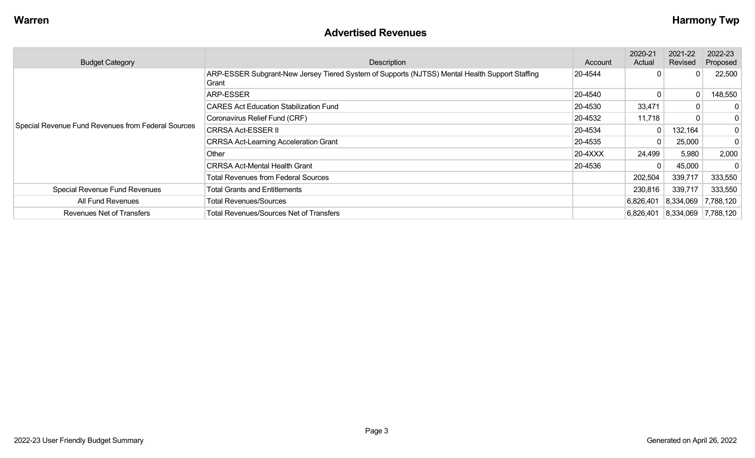## Advertised Revenues

| Budget Category | Description | Account | 2020-21 Actual | 2021-22 Revised | 2022-23 Proposed |
|---|---|---|---|---|---|
| Special Revenue Fund Revenues from Federal Sources | ARP-ESSER Subgrant-New Jersey Tiered System of Supports (NJTSS) Mental Health Support Staffing Grant | 20-4544 | 0 | 0 | 22,500 |
| | ARP-ESSER | 20-4540 | 0 | 0 | 148,550 |
| | CARES Act Education Stabilization Fund | 20-4530 | 33,471 | 0 | 0 |
| | Coronavirus Relief Fund (CRF) | 20-4532 | 11,718 | 0 | 0 |
| | CRRSA Act-ESSER II | 20-4534 | 0 | 132,164 | 0 |
| | CRRSA Act-Learning Acceleration Grant | 20-4535 | 0 | 25,000 | 0 |
| | Other | 20-4XXX | 24,499 | 5,980 | 2,000 |
| | CRRSA Act-Mental Health Grant | 20-4536 | 0 | 45,000 | 0 |
| | Total Revenues from Federal Sources | | 202,504 | 339,717 | 333,550 |
| Special Revenue Fund Revenues | Total Grants and Entitlements | | 230,816 | 339,717 | 333,550 |
| All Fund Revenues | Total Revenues/Sources | | 6,826,401 | 8,334,069 | 7,788,120 |
| Revenues Net of Transfers | Total Revenues/Sources Net of Transfers | | 6,826,401 | 8,334,069 | 7,788,120 |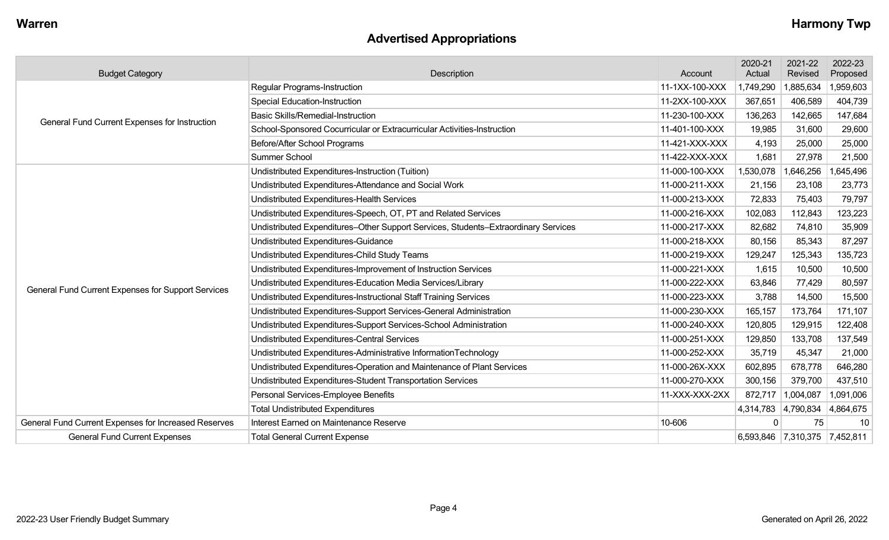# Advertised Appropriations

| Budget Category | Description | Account | 2020-21 Actual | 2021-22 Revised | 2022-23 Proposed |
|---|---|---|---|---|---|
| General Fund Current Expenses for Instruction | Regular Programs-Instruction | 11-1XX-100-XXX | 1,749,290 | 1,885,634 | 1,959,603 |
| | Special Education-Instruction | 11-2XX-100-XXX | 367,651 | 406,589 | 404,739 |
| | Basic Skills/Remedial-Instruction | 11-230-100-XXX | 136,263 | 142,665 | 147,684 |
| | School-Sponsored Cocurricular or Extracurricular Activities-Instruction | 11-401-100-XXX | 19,985 | 31,600 | 29,600 |
| | Before/After School Programs | 11-421-XXX-XXX | 4,193 | 25,000 | 25,000 |
| | Summer School | 11-422-XXX-XXX | 1,681 | 27,978 | 21,500 |
| General Fund Current Expenses for Support Services | Undistributed Expenditures-Instruction (Tuition) | 11-000-100-XXX | 1,530,078 | 1,646,256 | 1,645,496 |
| | Undistributed Expenditures-Attendance and Social Work | 11-000-211-XXX | 21,156 | 23,108 | 23,773 |
| | Undistributed Expenditures-Health Services | 11-000-213-XXX | 72,833 | 75,403 | 79,797 |
| | Undistributed Expenditures-Speech, OT, PT and Related Services | 11-000-216-XXX | 102,083 | 112,843 | 123,223 |
| | Undistributed Expenditures–Other Support Services, Students–Extraordinary Services | 11-000-217-XXX | 82,682 | 74,810 | 35,909 |
| | Undistributed Expenditures-Guidance | 11-000-218-XXX | 80,156 | 85,343 | 87,297 |
| | Undistributed Expenditures-Child Study Teams | 11-000-219-XXX | 129,247 | 125,343 | 135,723 |
| | Undistributed Expenditures-Improvement of Instruction Services | 11-000-221-XXX | 1,615 | 10,500 | 10,500 |
| | Undistributed Expenditures-Education Media Services/Library | 11-000-222-XXX | 63,846 | 77,429 | 80,597 |
| | Undistributed Expenditures-Instructional Staff Training Services | 11-000-223-XXX | 3,788 | 14,500 | 15,500 |
| | Undistributed Expenditures-Support Services-General Administration | 11-000-230-XXX | 165,157 | 173,764 | 171,107 |
| | Undistributed Expenditures-Support Services-School Administration | 11-000-240-XXX | 120,805 | 129,915 | 122,408 |
| | Undistributed Expenditures-Central Services | 11-000-251-XXX | 129,850 | 133,708 | 137,549 |
| | Undistributed Expenditures-Administrative InformationTechnology | 11-000-252-XXX | 35,719 | 45,347 | 21,000 |
| | Undistributed Expenditures-Operation and Maintenance of Plant Services | 11-000-26X-XXX | 602,895 | 678,778 | 646,280 |
| | Undistributed Expenditures-Student Transportation Services | 11-000-270-XXX | 300,156 | 379,700 | 437,510 |
| | Personal Services-Employee Benefits | 11-XXX-XXX-2XX | 872,717 | 1,004,087 | 1,091,006 |
| | Total Undistributed Expenditures | | 4,314,783 | 4,790,834 | 4,864,675 |
| General Fund Current Expenses for Increased Reserves | Interest Earned on Maintenance Reserve | 10-606 | 0 | 75 | 10 |
| General Fund Current Expenses | Total General Current Expense | | 6,593,846 | 7,310,375 | 7,452,811 |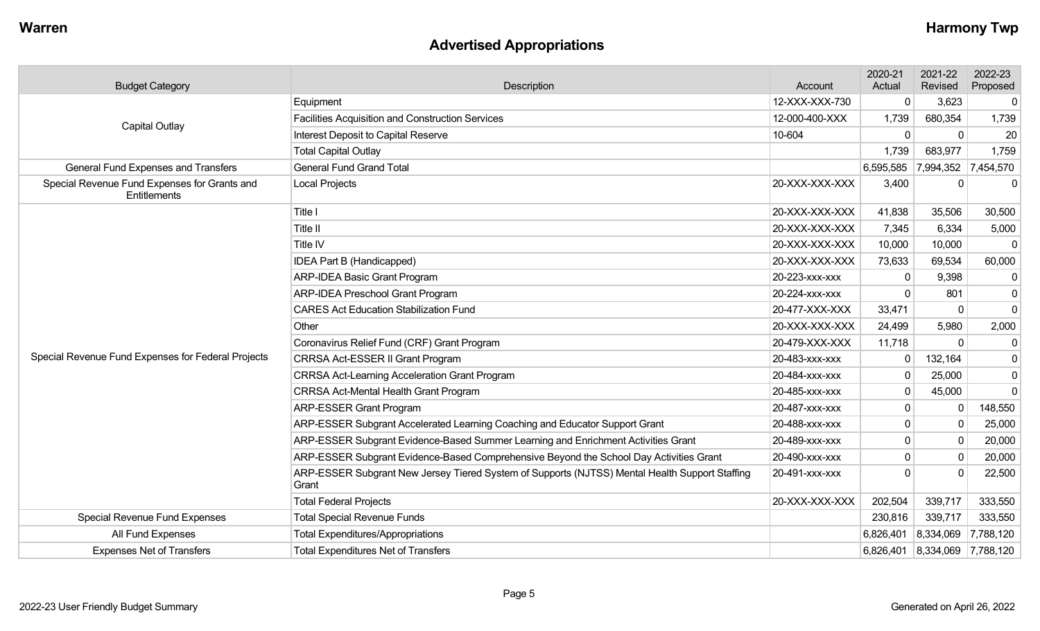## Advertised Appropriations

| Budget Category | Description | Account | 2020-21 Actual | 2021-22 Revised | 2022-23 Proposed |
|---|---|---|---|---|---|
| Capital Outlay | Equipment | 12-XXX-XXX-730 | 0 | 3,623 | 0 |
| | Facilities Acquisition and Construction Services | 12-000-400-XXX | 1,739 | 680,354 | 1,739 |
| | Interest Deposit to Capital Reserve | 10-604 | 0 | 0 | 20 |
| | Total Capital Outlay | | 1,739 | 683,977 | 1,759 |
| General Fund Expenses and Transfers | General Fund Grand Total | | 6,595,585 | 7,994,352 | 7,454,570 |
| Special Revenue Fund Expenses for Grants and Entitlements | Local Projects | 20-XXX-XXX-XXX | 3,400 | 0 | 0 |
| Special Revenue Fund Expenses for Federal Projects | Title I | 20-XXX-XXX-XXX | 41,838 | 35,506 | 30,500 |
| | Title II | 20-XXX-XXX-XXX | 7,345 | 6,334 | 5,000 |
| | Title IV | 20-XXX-XXX-XXX | 10,000 | 10,000 | 0 |
| | IDEA Part B (Handicapped) | 20-XXX-XXX-XXX | 73,633 | 69,534 | 60,000 |
| | ARP-IDEA Basic Grant Program | 20-223-xxx-xxx | 0 | 9,398 | 0 |
| | ARP-IDEA Preschool Grant Program | 20-224-xxx-xxx | 0 | 801 | 0 |
| | CARES Act Education Stabilization Fund | 20-477-XXX-XXX | 33,471 | 0 | 0 |
| | Other | 20-XXX-XXX-XXX | 24,499 | 5,980 | 2,000 |
| | Coronavirus Relief Fund (CRF) Grant Program | 20-479-XXX-XXX | 11,718 | 0 | 0 |
| | CRRSA Act-ESSER II Grant Program | 20-483-xxx-xxx | 0 | 132,164 | 0 |
| | CRRSA Act-Learning Acceleration Grant Program | 20-484-xxx-xxx | 0 | 25,000 | 0 |
| | CRRSA Act-Mental Health Grant Program | 20-485-xxx-xxx | 0 | 45,000 | 0 |
| | ARP-ESSER Grant Program | 20-487-xxx-xxx | 0 | 0 | 148,550 |
| | ARP-ESSER Subgrant Accelerated Learning Coaching and Educator Support Grant | 20-488-xxx-xxx | 0 | 0 | 25,000 |
| | ARP-ESSER Subgrant Evidence-Based Summer Learning and Enrichment Activities Grant | 20-489-xxx-xxx | 0 | 0 | 20,000 |
| | ARP-ESSER Subgrant Evidence-Based Comprehensive Beyond the School Day Activities Grant | 20-490-xxx-xxx | 0 | 0 | 20,000 |
| | ARP-ESSER Subgrant New Jersey Tiered System of Supports (NJTSS) Mental Health Support Staffing Grant | 20-491-xxx-xxx | 0 | 0 | 22,500 |
| | Total Federal Projects | 20-XXX-XXX-XXX | 202,504 | 339,717 | 333,550 |
| Special Revenue Fund Expenses | Total Special Revenue Funds | | 230,816 | 339,717 | 333,550 |
| All Fund Expenses | Total Expenditures/Appropriations | | 6,826,401 | 8,334,069 | 7,788,120 |
| Expenses Net of Transfers | Total Expenditures Net of Transfers | | 6,826,401 | 8,334,069 | 7,788,120 |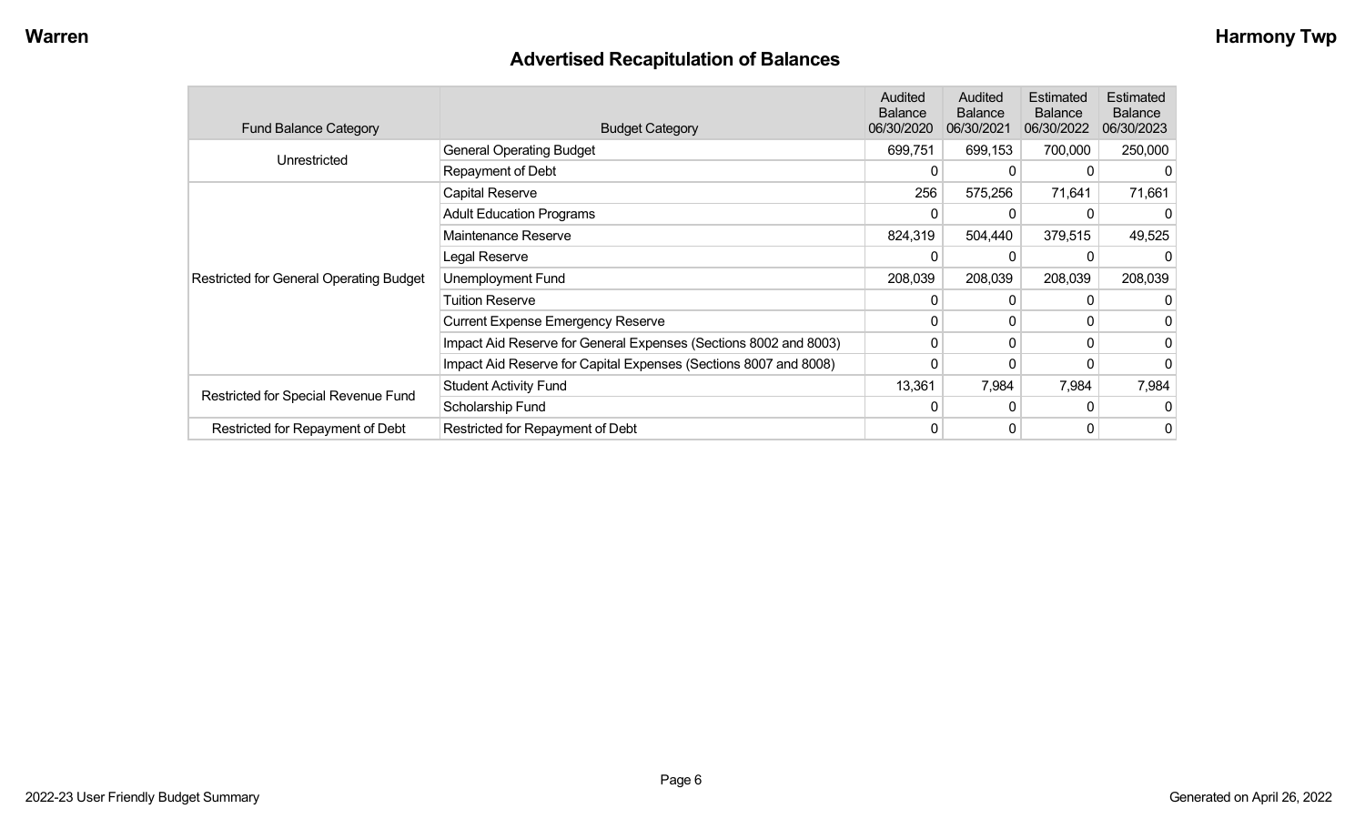## Advertised Recapitulation of Balances

| Fund Balance Category | Budget Category | Audited Balance 06/30/2020 | Audited Balance 06/30/2021 | Estimated Balance 06/30/2022 | Estimated Balance 06/30/2023 |
|---|---|---|---|---|---|
| Unrestricted | General Operating Budget | 699,751 | 699,153 | 700,000 | 250,000 |
| | Repayment of Debt | 0 | 0 | 0 | 0 |
| Restricted for General Operating Budget | Capital Reserve | 256 | 575,256 | 71,641 | 71,661 |
| | Adult Education Programs | 0 | 0 | 0 | 0 |
| | Maintenance Reserve | 824,319 | 504,440 | 379,515 | 49,525 |
| | Legal Reserve | 0 | 0 | 0 | 0 |
| | Unemployment Fund | 208,039 | 208,039 | 208,039 | 208,039 |
| | Tuition Reserve | 0 | 0 | 0 | 0 |
| | Current Expense Emergency Reserve | 0 | 0 | 0 | 0 |
| | Impact Aid Reserve for General Expenses (Sections 8002 and 8003) | 0 | 0 | 0 | 0 |
| | Impact Aid Reserve for Capital Expenses (Sections 8007 and 8008) | 0 | 0 | 0 | 0 |
| Restricted for Special Revenue Fund | Student Activity Fund | 13,361 | 7,984 | 7,984 | 7,984 |
| | Scholarship Fund | 0 | 0 | 0 | 0 |
| Restricted for Repayment of Debt | Restricted for Repayment of Debt | 0 | 0 | 0 | 0 |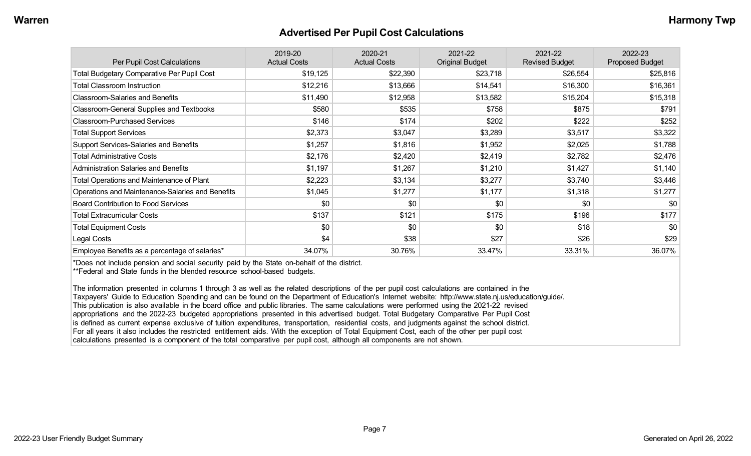## Advertised Per Pupil Cost Calculations

| Per Pupil Cost Calculations | 2019-20 Actual Costs | 2020-21 Actual Costs | 2021-22 Original Budget | 2021-22 Revised Budget | 2022-23 Proposed Budget |
|---|---|---|---|---|---|
| Total Budgetary Comparative Per Pupil Cost | $19,125 | $22,390 | $23,718 | $26,554 | $25,816 |
| Total Classroom Instruction | $12,216 | $13,666 | $14,541 | $16,300 | $16,361 |
| Classroom-Salaries and Benefits | $11,490 | $12,958 | $13,582 | $15,204 | $15,318 |
| Classroom-General Supplies and Textbooks | $580 | $535 | $758 | $875 | $791 |
| Classroom-Purchased Services | $146 | $174 | $202 | $222 | $252 |
| Total Support Services | $2,373 | $3,047 | $3,289 | $3,517 | $3,322 |
| Support Services-Salaries and Benefits | $1,257 | $1,816 | $1,952 | $2,025 | $1,788 |
| Total Administrative Costs | $2,176 | $2,420 | $2,419 | $2,782 | $2,476 |
| Administration Salaries and Benefits | $1,197 | $1,267 | $1,210 | $1,427 | $1,140 |
| Total Operations and Maintenance of Plant | $2,223 | $3,134 | $3,277 | $3,740 | $3,446 |
| Operations and Maintenance-Salaries and Benefits | $1,045 | $1,277 | $1,177 | $1,318 | $1,277 |
| Board Contribution to Food Services | $0 | $0 | $0 | $0 | $0 |
| Total Extracurricular Costs | $137 | $121 | $175 | $196 | $177 |
| Total Equipment Costs | $0 | $0 | $0 | $18 | $0 |
| Legal Costs | $4 | $38 | $27 | $26 | $29 |
| Employee Benefits as a percentage of salaries* | 34.07% | 30.76% | 33.47% | 33.31% | 36.07% |

*Does not include pension and social security paid by the State on-behalf of the district.
**Federal and State funds in the blended resource school-based budgets.

The information presented in columns 1 through 3 as well as the related descriptions of the per pupil cost calculations are contained in the Taxpayers' Guide to Education Spending and can be found on the Department of Education's Internet website: http://www.state.nj.us/education/guide/. This publication is also available in the board office and public libraries. The same calculations were performed using the 2021-22 revised appropriations and the 2022-23 budgeted appropriations presented in this advertised budget. Total Budgetary Comparative Per Pupil Cost is defined as current expense exclusive of tuition expenditures, transportation, residential costs, and judgments against the school district. For all years it also includes the restricted entitlement aids. With the exception of Total Equipment Cost, each of the other per pupil cost calculations presented is a component of the total comparative per pupil cost, although all components are not shown.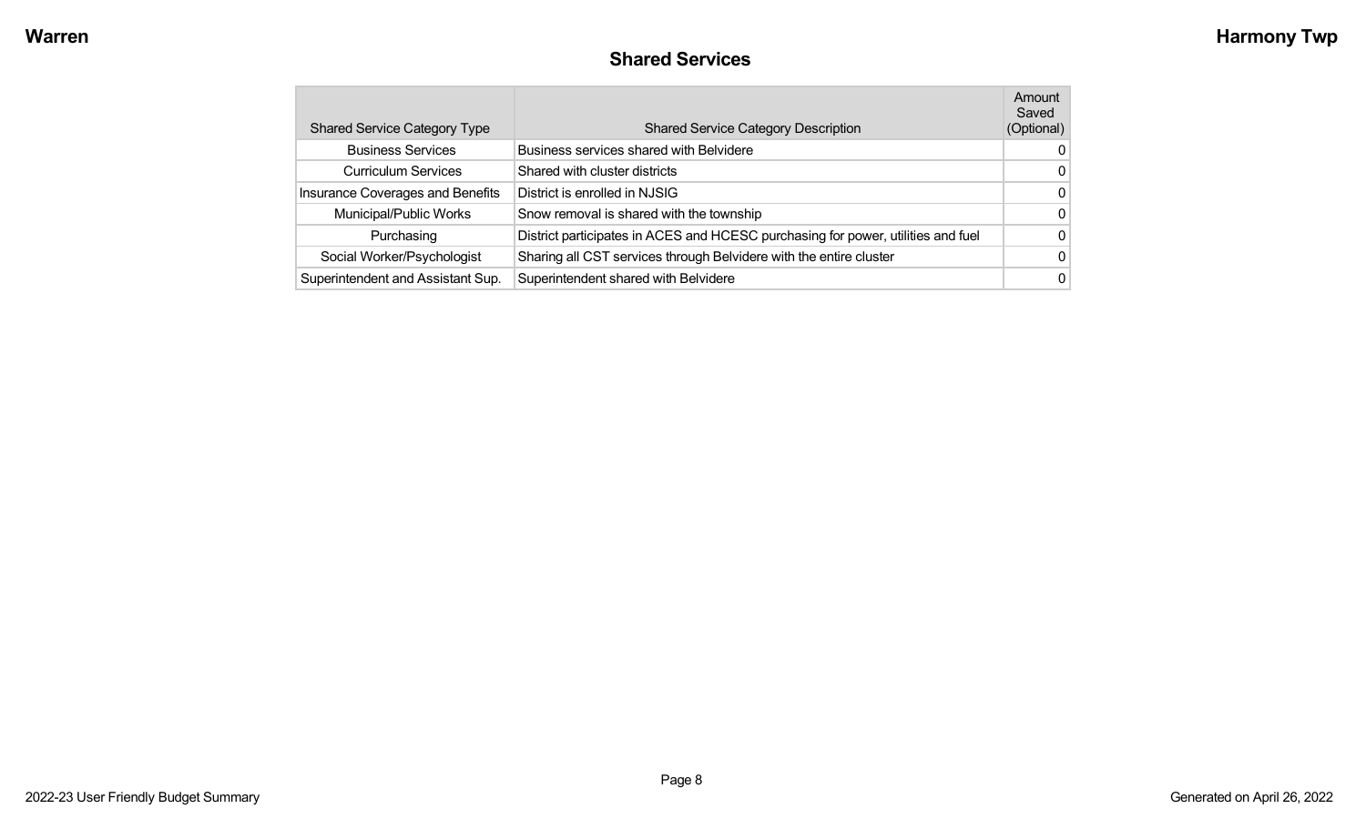## Shared Services

| Shared Service Category Type | Shared Service Category Description | Amount Saved (Optional) |
|---|---|---|
| Business Services | Business services shared with Belvidere | 0 |
| Curriculum Services | Shared with cluster districts | 0 |
| Insurance Coverages and Benefits | District is enrolled in NJSIG | 0 |
| Municipal/Public Works | Snow removal is shared with the township | 0 |
| Purchasing | District participates in ACES and HCESC purchasing for power, utilities and fuel | 0 |
| Social Worker/Psychologist | Sharing all CST services through Belvidere with the entire cluster | 0 |
| Superintendent and Assistant Sup. | Superintendent shared with Belvidere | 0 |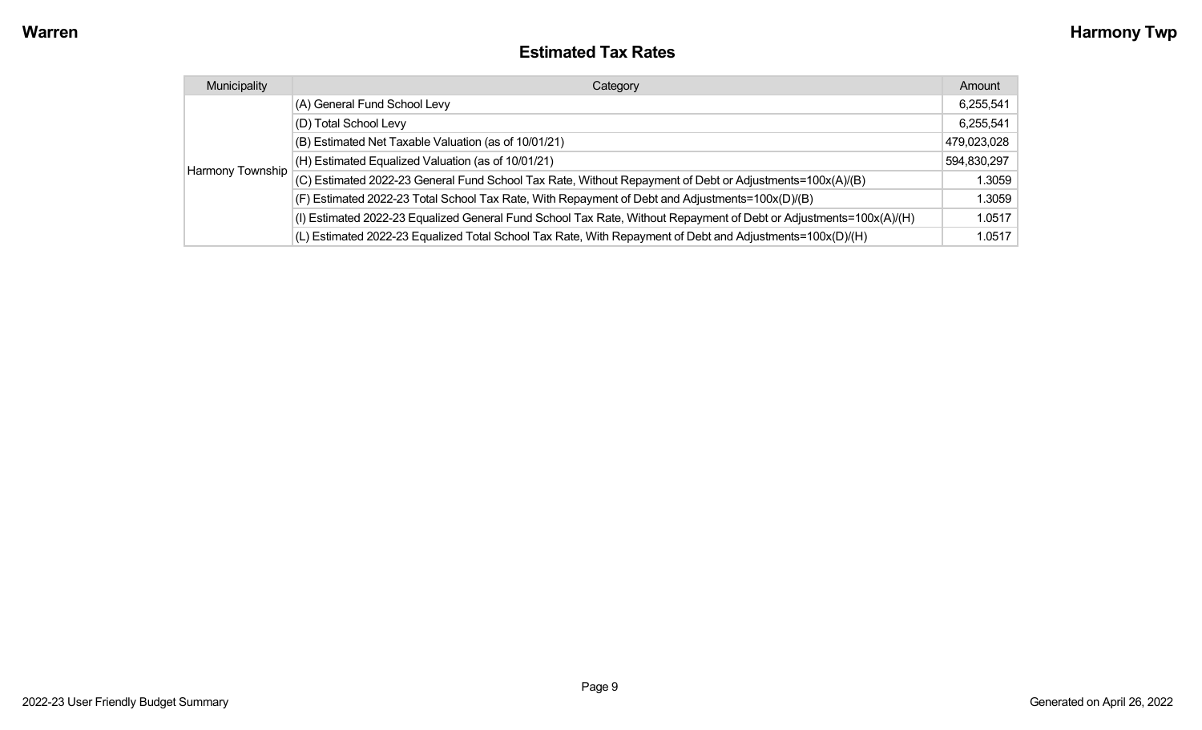## Estimated Tax Rates

| Municipality | Category | Amount |
| --- | --- | --- |
| Harmony Township | (A) General Fund School Levy | 6,255,541 |
| | (D) Total School Levy | 6,255,541 |
| | (B) Estimated Net Taxable Valuation (as of 10/01/21) | 479,023,028 |
| | (H) Estimated Equalized Valuation (as of 10/01/21) | 594,830,297 |
| | (C) Estimated 2022-23 General Fund School Tax Rate, Without Repayment of Debt or Adjustments=100x(A)/(B) | 1.3059 |
| | (F) Estimated 2022-23 Total School Tax Rate, With Repayment of Debt and Adjustments=100x(D)/(B) | 1.3059 |
| | (I) Estimated 2022-23 Equalized General Fund School Tax Rate, Without Repayment of Debt or Adjustments=100x(A)/(H) | 1.0517 |
| | (L) Estimated 2022-23 Equalized Total School Tax Rate, With Repayment of Debt and Adjustments=100x(D)/(H) | 1.0517 |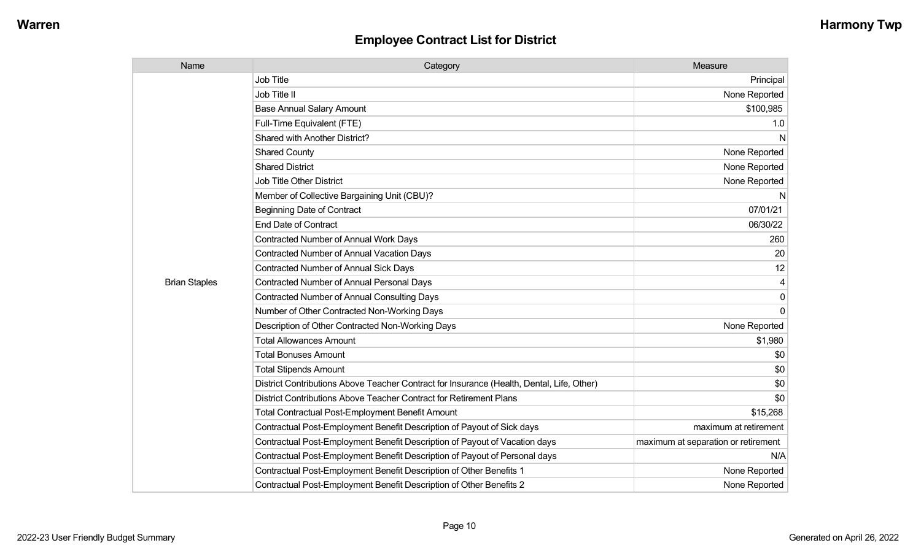## Employee Contract List for District

| Name | Category | Measure |
|---|---|---|
| Brian Staples | Job Title | Principal |
| | Job Title II | None Reported |
| | Base Annual Salary Amount | $100,985 |
| | Full-Time Equivalent (FTE) | 1.0 |
| | Shared with Another District? | N |
| | Shared County | None Reported |
| | Shared District | None Reported |
| | Job Title Other District | None Reported |
| | Member of Collective Bargaining Unit (CBU)? | N |
| | Beginning Date of Contract | 07/01/21 |
| | End Date of Contract | 06/30/22 |
| | Contracted Number of Annual Work Days | 260 |
| | Contracted Number of Annual Vacation Days | 20 |
| | Contracted Number of Annual Sick Days | 12 |
| | Contracted Number of Annual Personal Days | 4 |
| | Contracted Number of Annual Consulting Days | 0 |
| | Number of Other Contracted Non-Working Days | 0 |
| | Description of Other Contracted Non-Working Days | None Reported |
| | Total Allowances Amount | $1,980 |
| | Total Bonuses Amount | $0 |
| | Total Stipends Amount | $0 |
| | District Contributions Above Teacher Contract for Insurance (Health, Dental, Life, Other) | $0 |
| | District Contributions Above Teacher Contract for Retirement Plans | $0 |
| | Total Contractual Post-Employment Benefit Amount | $15,268 |
| | Contractual Post-Employment Benefit Description of Payout of Sick days | maximum at retirement |
| | Contractual Post-Employment Benefit Description of Payout of Vacation days | maximum at separation or retirement |
| | Contractual Post-Employment Benefit Description of Payout of Personal days | N/A |
| | Contractual Post-Employment Benefit Description of Other Benefits 1 | None Reported |
| | Contractual Post-Employment Benefit Description of Other Benefits 2 | None Reported |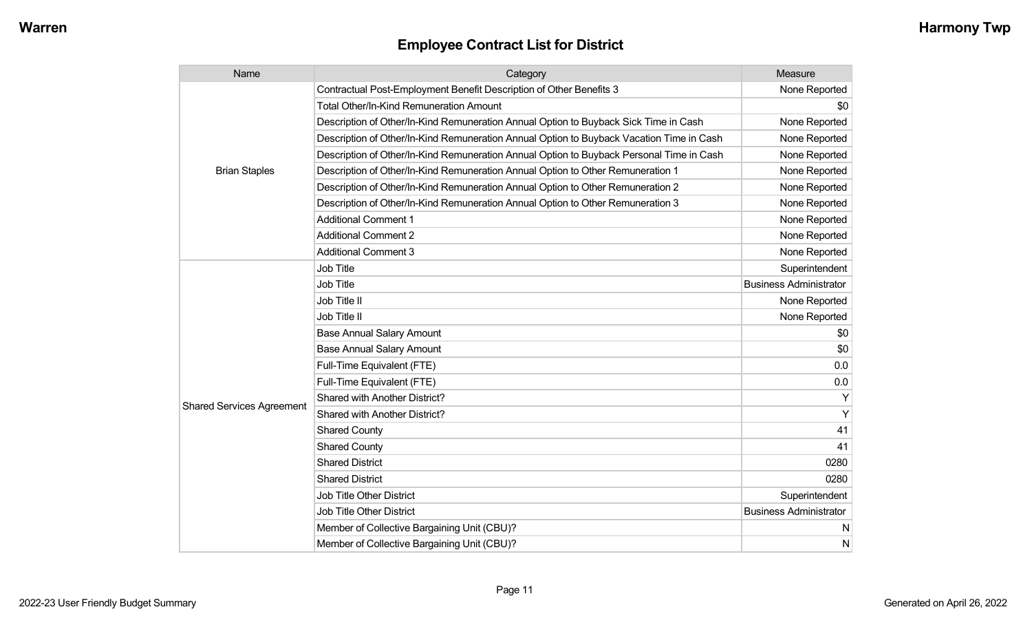## Employee Contract List for District

| Name | Category | Measure |
|---|---|---|
| Brian Staples | Contractual Post-Employment Benefit Description of Other Benefits 3 | None Reported |
| | Total Other/In-Kind Remuneration Amount | $0 |
| | Description of Other/In-Kind Remuneration Annual Option to Buyback Sick Time in Cash | None Reported |
| | Description of Other/In-Kind Remuneration Annual Option to Buyback Vacation Time in Cash | None Reported |
| | Description of Other/In-Kind Remuneration Annual Option to Buyback Personal Time in Cash | None Reported |
| | Description of Other/In-Kind Remuneration Annual Option to Other Remuneration 1 | None Reported |
| | Description of Other/In-Kind Remuneration Annual Option to Other Remuneration 2 | None Reported |
| | Description of Other/In-Kind Remuneration Annual Option to Other Remuneration 3 | None Reported |
| | Additional Comment 1 | None Reported |
| | Additional Comment 2 | None Reported |
| | Additional Comment 3 | None Reported |
| Shared Services Agreement | Job Title | Superintendent |
| | Job Title | Business Administrator |
| | Job Title II | None Reported |
| | Job Title II | None Reported |
| | Base Annual Salary Amount | $0 |
| | Base Annual Salary Amount | $0 |
| | Full-Time Equivalent (FTE) | 0.0 |
| | Full-Time Equivalent (FTE) | 0.0 |
| | Shared with Another District? | Y |
| | Shared with Another District? | Y |
| | Shared County | 41 |
| | Shared County | 41 |
| | Shared District | 0280 |
| | Shared District | 0280 |
| | Job Title Other District | Superintendent |
| | Job Title Other District | Business Administrator |
| | Member of Collective Bargaining Unit (CBU)? | N |
| | Member of Collective Bargaining Unit (CBU)? | N |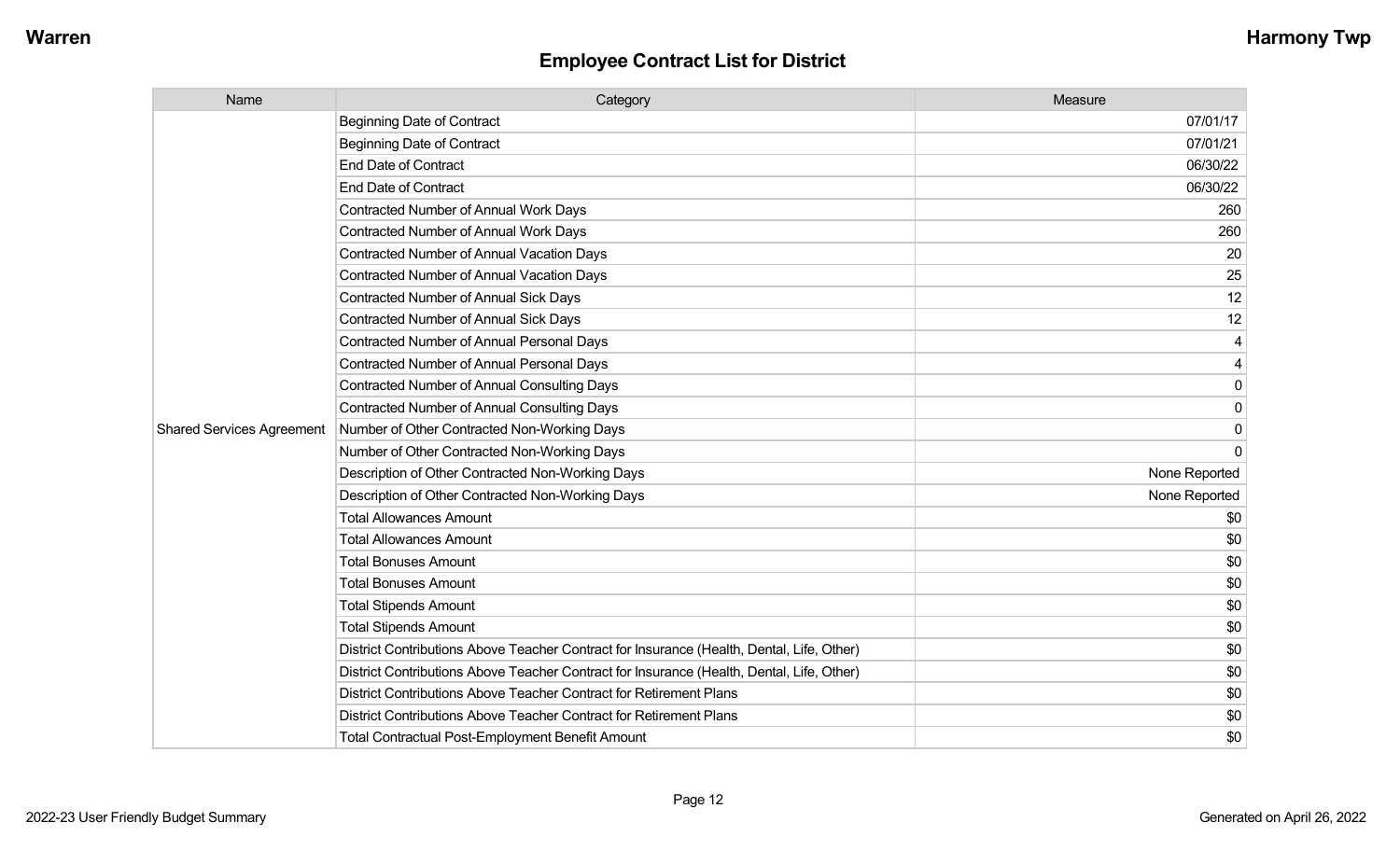## Employee Contract List for District

| Name | Category | Measure |
| --- | --- | --- |
| Shared Services Agreement | Beginning Date of Contract | 07/01/17 |
| | Beginning Date of Contract | 07/01/21 |
| | End Date of Contract | 06/30/22 |
| | End Date of Contract | 06/30/22 |
| | Contracted Number of Annual Work Days | 260 |
| | Contracted Number of Annual Work Days | 260 |
| | Contracted Number of Annual Vacation Days | 20 |
| | Contracted Number of Annual Vacation Days | 25 |
| | Contracted Number of Annual Sick Days | 12 |
| | Contracted Number of Annual Sick Days | 12 |
| | Contracted Number of Annual Personal Days | 4 |
| | Contracted Number of Annual Personal Days | 4 |
| | Contracted Number of Annual Consulting Days | 0 |
| | Contracted Number of Annual Consulting Days | 0 |
| | Number of Other Contracted Non-Working Days | 0 |
| | Number of Other Contracted Non-Working Days | 0 |
| | Description of Other Contracted Non-Working Days | None Reported |
| | Description of Other Contracted Non-Working Days | None Reported |
| | Total Allowances Amount | $0 |
| | Total Allowances Amount | $0 |
| | Total Bonuses Amount | $0 |
| | Total Bonuses Amount | $0 |
| | Total Stipends Amount | $0 |
| | Total Stipends Amount | $0 |
| | District Contributions Above Teacher Contract for Insurance (Health, Dental, Life, Other) | $0 |
| | District Contributions Above Teacher Contract for Insurance (Health, Dental, Life, Other) | $0 |
| | District Contributions Above Teacher Contract for Retirement Plans | $0 |
| | District Contributions Above Teacher Contract for Retirement Plans | $0 |
| | Total Contractual Post-Employment Benefit Amount | $0 |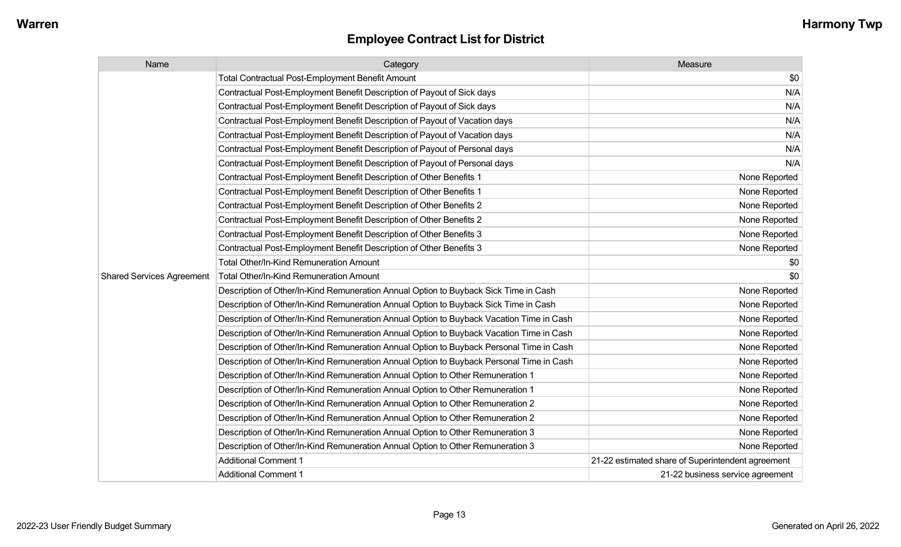## Employee Contract List for District

| Name | Category | Measure |
|---|---|---|
| | Total Contractual Post-Employment Benefit Amount | $0 |
| | Contractual Post-Employment Benefit Description of Payout of Sick days | N/A |
| | Contractual Post-Employment Benefit Description of Payout of Sick days | N/A |
| | Contractual Post-Employment Benefit Description of Payout of Vacation days | N/A |
| | Contractual Post-Employment Benefit Description of Payout of Vacation days | N/A |
| | Contractual Post-Employment Benefit Description of Payout of Personal days | N/A |
| | Contractual Post-Employment Benefit Description of Payout of Personal days | N/A |
| | Contractual Post-Employment Benefit Description of Other Benefits 1 | None Reported |
| | Contractual Post-Employment Benefit Description of Other Benefits 1 | None Reported |
| | Contractual Post-Employment Benefit Description of Other Benefits 2 | None Reported |
| | Contractual Post-Employment Benefit Description of Other Benefits 2 | None Reported |
| | Contractual Post-Employment Benefit Description of Other Benefits 3 | None Reported |
| | Contractual Post-Employment Benefit Description of Other Benefits 3 | None Reported |
| | Total Other/In-Kind Remuneration Amount | $0 |
| Shared Services Agreement | Total Other/In-Kind Remuneration Amount | $0 |
| | Description of Other/In-Kind Remuneration Annual Option to Buyback Sick Time in Cash | None Reported |
| | Description of Other/In-Kind Remuneration Annual Option to Buyback Sick Time in Cash | None Reported |
| | Description of Other/In-Kind Remuneration Annual Option to Buyback Vacation Time in Cash | None Reported |
| | Description of Other/In-Kind Remuneration Annual Option to Buyback Vacation Time in Cash | None Reported |
| | Description of Other/In-Kind Remuneration Annual Option to Buyback Personal Time in Cash | None Reported |
| | Description of Other/In-Kind Remuneration Annual Option to Buyback Personal Time in Cash | None Reported |
| | Description of Other/In-Kind Remuneration Annual Option to Other Remuneration 1 | None Reported |
| | Description of Other/In-Kind Remuneration Annual Option to Other Remuneration 1 | None Reported |
| | Description of Other/In-Kind Remuneration Annual Option to Other Remuneration 2 | None Reported |
| | Description of Other/In-Kind Remuneration Annual Option to Other Remuneration 2 | None Reported |
| | Description of Other/In-Kind Remuneration Annual Option to Other Remuneration 3 | None Reported |
| | Description of Other/In-Kind Remuneration Annual Option to Other Remuneration 3 | None Reported |
| | Additional Comment 1 | 21-22 estimated share of Superintendent agreement |
| | Additional Comment 1 | 21-22 business service agreement |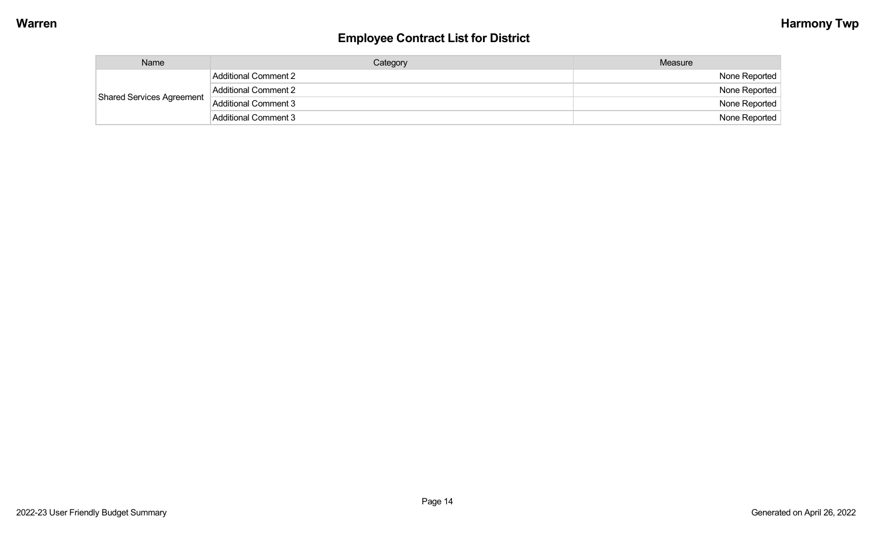## Employee Contract List for District

| Name | Category | Measure |
| --- | --- | --- |
| Shared Services Agreement | Additional Comment 2 | None Reported |
| | Additional Comment 2 | None Reported |
| | Additional Comment 3 | None Reported |
| | Additional Comment 3 | None Reported |